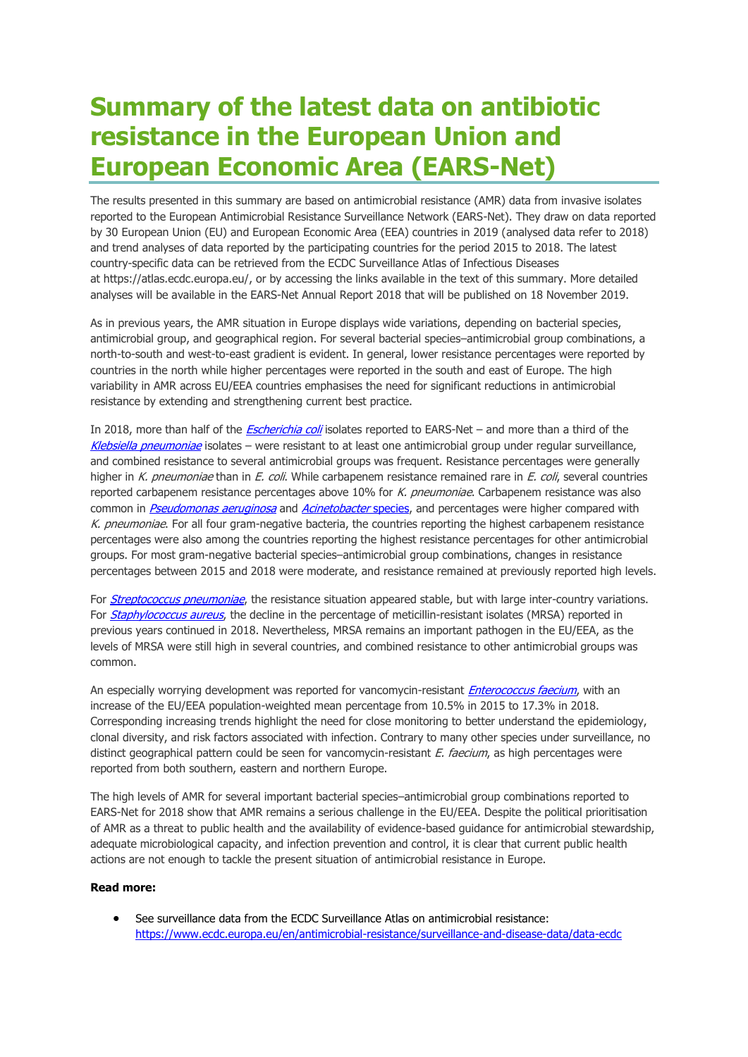# Summary of the latest data on antibiotic resistance in the European Union and European Economic Area (EARS-Net)

The results presented in this summary are based on antimicrobial resistance (AMR) data from invasive isolates reported to the European Antimicrobial Resistance Surveillance Network (EARS-Net). They draw on data reported by 30 European Union (EU) and European Economic Area (EEA) countries in 2019 (analysed data refer to 2018) and trend analyses of data reported by the participating countries for the period 2015 to 2018. The latest country-specific data can be retrieved from the ECDC Surveillance Atlas of Infectious Diseases at https://atlas.ecdc.europa.eu/, or by accessing the links available in the text of this summary. More detailed analyses will be available in the EARS-Net Annual Report 2018 that will be published on 18 November 2019.

As in previous years, the AMR situation in Europe displays wide variations, depending on bacterial species, antimicrobial group, and geographical region. For several bacterial species–antimicrobial group combinations, a north-to-south and west-to-east gradient is evident. In general, lower resistance percentages were reported by countries in the north while higher percentages were reported in the south and east of Europe. The high variability in AMR across EU/EEA countries emphasises the need for significant reductions in antimicrobial resistance by extending and strengthening current best practice.

In 2018, more than half of the *Escherichia coli* isolates reported to EARS-Net – and more than a third of the *Klebsiella pneumoniae* isolates – were resistant to at least one antimicrobial group under regular surveillance, and combined resistance to several antimicrobial groups was frequent. Resistance percentages were generally higher in *K. pneumoniae* than in *E. coli*. While carbapenem resistance remained rare in *E. coli*, several countries reported carbapenem resistance percentages above 10% for *K. pneumoniae*. Carbapenem resistance was also common in *Pseudomonas aeruginosa* and *Acinetobacter* species, and percentages were higher compared with *K. pneumoniae*. For all four gram-negative bacteria, the countries reporting the highest carbapenem resistance percentages were also among the countries reporting the highest resistance percentages for other antimicrobial groups. For most gram-negative bacterial species–antimicrobial group combinations, changes in resistance percentages between 2015 and 2018 were moderate, and resistance remained at previously reported high levels.

For *Streptococcus pneumoniae*, the resistance situation appeared stable, but with large inter-country variations. For *Staphylococcus aureus*, the decline in the percentage of meticillin-resistant isolates (MRSA) reported in previous years continued in 2018. Nevertheless, MRSA remains an important pathogen in the EU/EEA, as the levels of MRSA were still high in several countries, and combined resistance to other antimicrobial groups was common.

An especially worrying development was reported for vancomycin-resistant *Enterococcus faecium*, with an increase of the EU/EEA population-weighted mean percentage from 10.5% in 2015 to 17.3% in 2018. Corresponding increasing trends highlight the need for close monitoring to better understand the epidemiology, clonal diversity, and risk factors associated with infection. Contrary to many other species under surveillance, no distinct geographical pattern could be seen for vancomycin-resistant *E. faecium*, as high percentages were reported from both southern, eastern and northern Europe.

The high levels of AMR for several important bacterial species–antimicrobial group combinations reported to EARS-Net for 2018 show that AMR remains a serious challenge in the EU/EEA. Despite the political prioritisation of AMR as a threat to public health and the availability of evidence-based guidance for antimicrobial stewardship, adequate microbiological capacity, and infection prevention and control, it is clear that current public health actions are not enough to tackle the present situation of antimicrobial resistance in Europe.

**Read more:**

- See surveillance data from the ECDC Surveillance Atlas on antimicrobial resistance: https://www.ecdc.europa.eu/en/antimicrobial-resistance/surveillance-and-disease-data/data-ecdc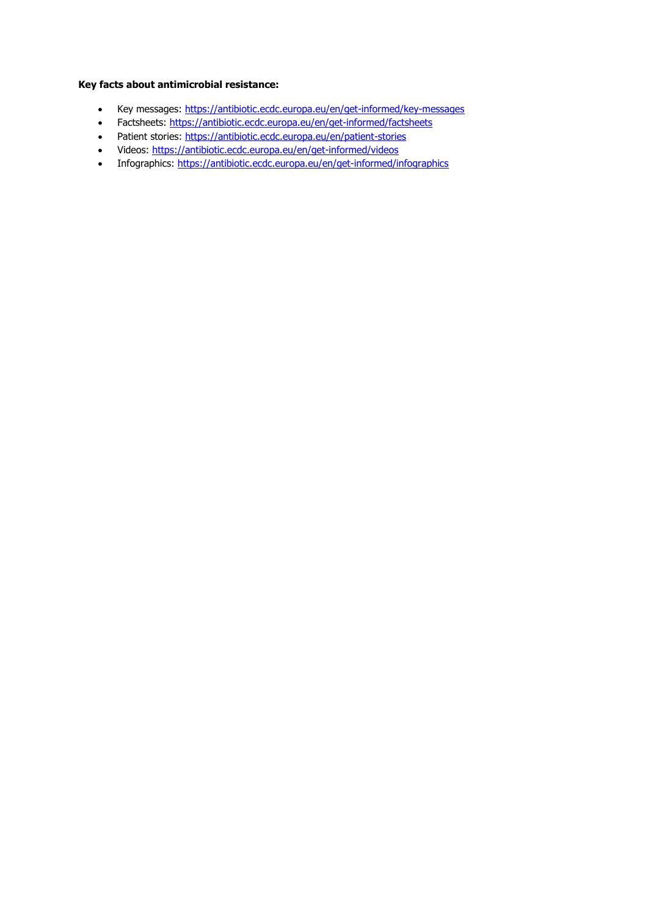**Key facts about antimicrobial resistance:**

- Key messages: https://antibiotic.ecdc.europa.eu/en/get-informed/key-messages
- Factsheets: https://antibiotic.ecdc.europa.eu/en/get-informed/factsheets
- Patient stories: https://antibiotic.ecdc.europa.eu/en/patient-stories
- Videos: https://antibiotic.ecdc.europa.eu/en/get-informed/videos
- Infographics: https://antibiotic.ecdc.europa.eu/en/get-informed/infographics